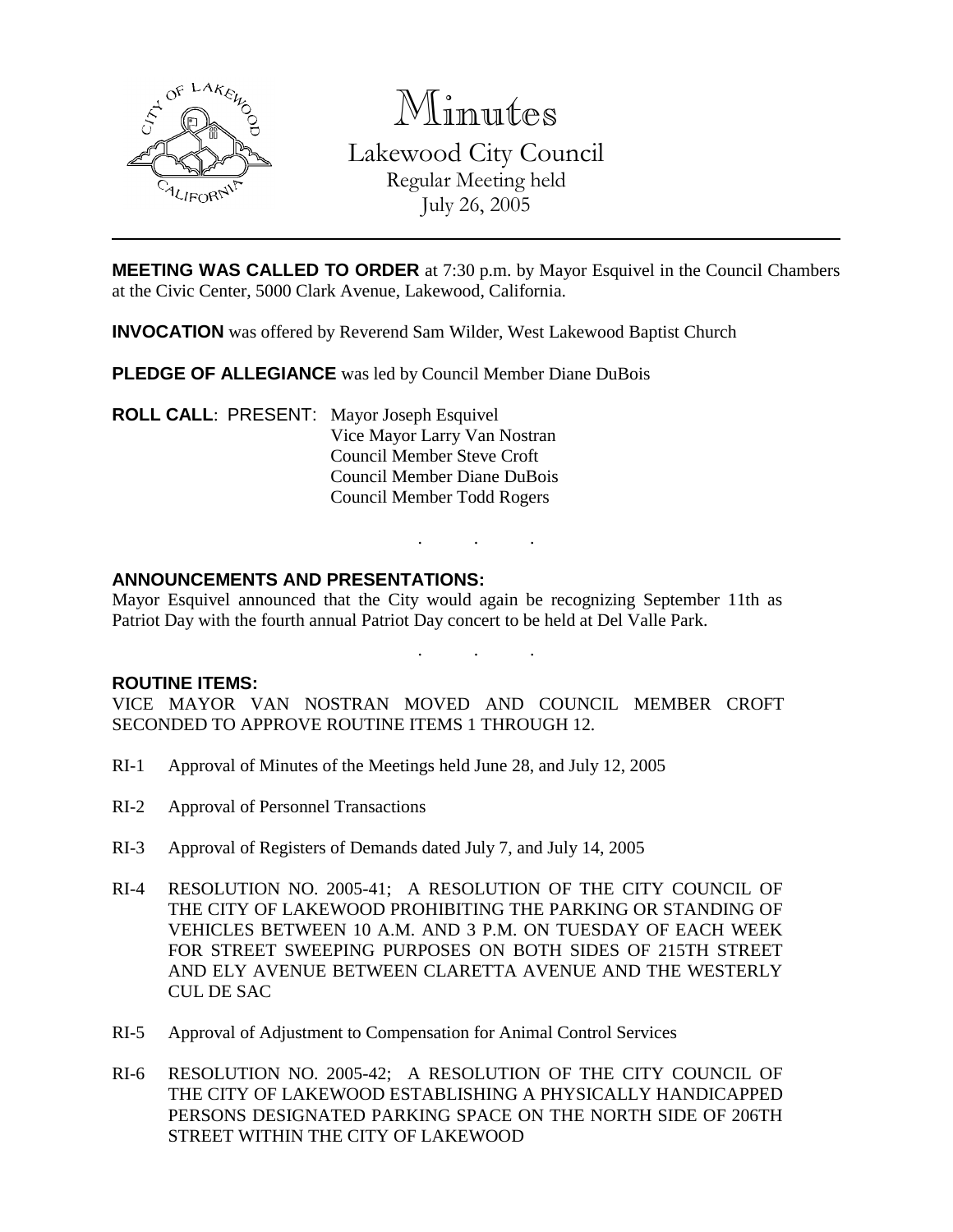# Minutes

Lakewood City Council
Regular Meeting held
July 26, 2005

---

**MEETING WAS CALLED TO ORDER** at 7:30 p.m. by Mayor Esquivel in the Council Chambers at the Civic Center, 5000 Clark Avenue, Lakewood, California.

**INVOCATION** was offered by Reverend Sam Wilder, West Lakewood Baptist Church

**PLEDGE OF ALLEGIANCE** was led by Council Member Diane DuBois

**ROLL CALL**: PRESENT: Mayor Joseph Esquivel
Vice Mayor Larry Van Nostran
Council Member Steve Croft
Council Member Diane DuBois
Council Member Todd Rogers

. . .

**ANNOUNCEMENTS AND PRESENTATIONS:**

Mayor Esquivel announced that the City would again be recognizing September 11th as Patriot Day with the fourth annual Patriot Day concert to be held at Del Valle Park.

. . .

**ROUTINE ITEMS:**

VICE MAYOR VAN NOSTRAN MOVED AND COUNCIL MEMBER CROFT SECONDED TO APPROVE ROUTINE ITEMS 1 THROUGH 12.

RI-1 Approval of Minutes of the Meetings held June 28, and July 12, 2005

RI-2 Approval of Personnel Transactions

RI-3 Approval of Registers of Demands dated July 7, and July 14, 2005

RI-4 RESOLUTION NO. 2005-41; A RESOLUTION OF THE CITY COUNCIL OF THE CITY OF LAKEWOOD PROHIBITING THE PARKING OR STANDING OF VEHICLES BETWEEN 10 A.M. AND 3 P.M. ON TUESDAY OF EACH WEEK FOR STREET SWEEPING PURPOSES ON BOTH SIDES OF 215TH STREET AND ELY AVENUE BETWEEN CLARETTA AVENUE AND THE WESTERLY CUL DE SAC

RI-5 Approval of Adjustment to Compensation for Animal Control Services

RI-6 RESOLUTION NO. 2005-42; A RESOLUTION OF THE CITY COUNCIL OF THE CITY OF LAKEWOOD ESTABLISHING A PHYSICALLY HANDICAPPED PERSONS DESIGNATED PARKING SPACE ON THE NORTH SIDE OF 206TH STREET WITHIN THE CITY OF LAKEWOOD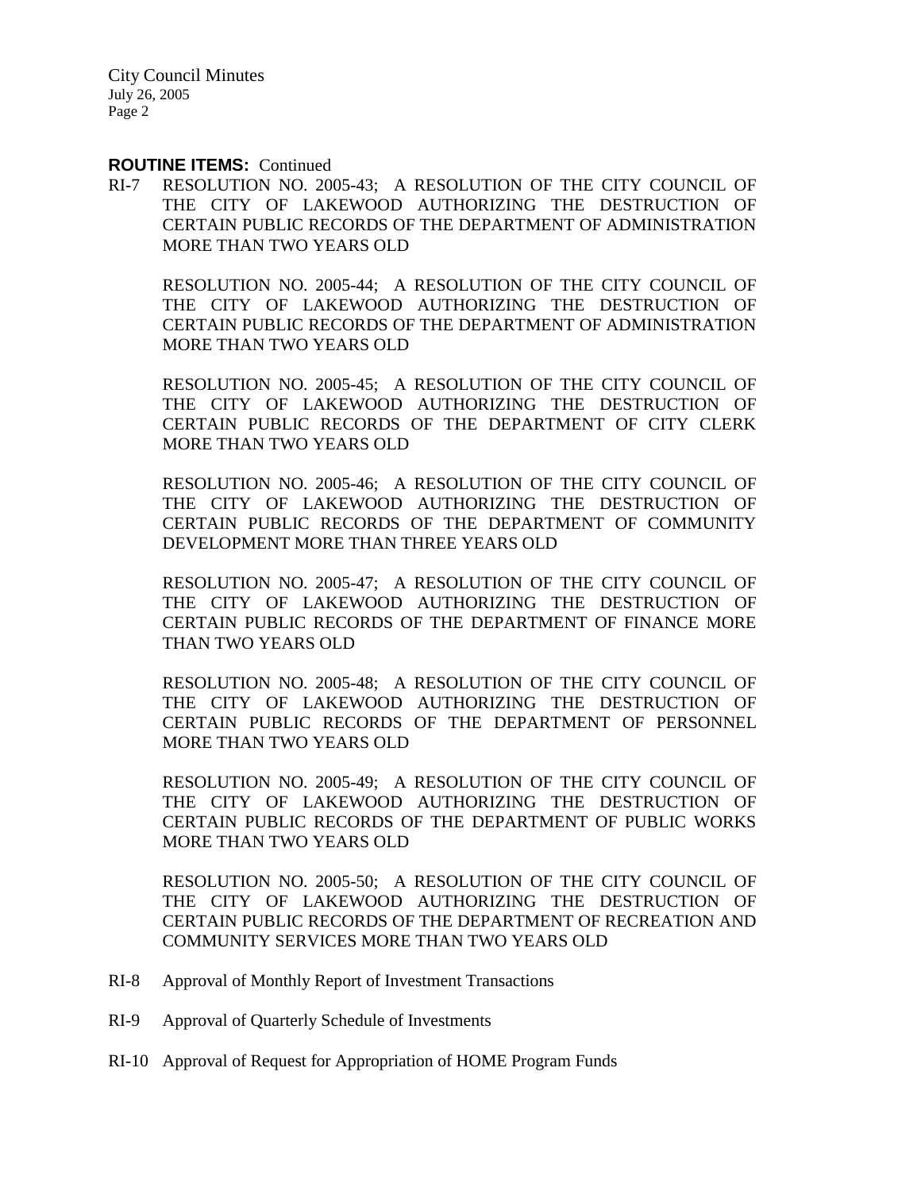**ROUTINE ITEMS:** Continued

RI-7 RESOLUTION NO. 2005-43; A RESOLUTION OF THE CITY COUNCIL OF THE CITY OF LAKEWOOD AUTHORIZING THE DESTRUCTION OF CERTAIN PUBLIC RECORDS OF THE DEPARTMENT OF ADMINISTRATION MORE THAN TWO YEARS OLD

RESOLUTION NO. 2005-44; A RESOLUTION OF THE CITY COUNCIL OF THE CITY OF LAKEWOOD AUTHORIZING THE DESTRUCTION OF CERTAIN PUBLIC RECORDS OF THE DEPARTMENT OF ADMINISTRATION MORE THAN TWO YEARS OLD

RESOLUTION NO. 2005-45; A RESOLUTION OF THE CITY COUNCIL OF THE CITY OF LAKEWOOD AUTHORIZING THE DESTRUCTION OF CERTAIN PUBLIC RECORDS OF THE DEPARTMENT OF CITY CLERK MORE THAN TWO YEARS OLD

RESOLUTION NO. 2005-46; A RESOLUTION OF THE CITY COUNCIL OF THE CITY OF LAKEWOOD AUTHORIZING THE DESTRUCTION OF CERTAIN PUBLIC RECORDS OF THE DEPARTMENT OF COMMUNITY DEVELOPMENT MORE THAN THREE YEARS OLD

RESOLUTION NO. 2005-47; A RESOLUTION OF THE CITY COUNCIL OF THE CITY OF LAKEWOOD AUTHORIZING THE DESTRUCTION OF CERTAIN PUBLIC RECORDS OF THE DEPARTMENT OF FINANCE MORE THAN TWO YEARS OLD

RESOLUTION NO. 2005-48; A RESOLUTION OF THE CITY COUNCIL OF THE CITY OF LAKEWOOD AUTHORIZING THE DESTRUCTION OF CERTAIN PUBLIC RECORDS OF THE DEPARTMENT OF PERSONNEL MORE THAN TWO YEARS OLD

RESOLUTION NO. 2005-49; A RESOLUTION OF THE CITY COUNCIL OF THE CITY OF LAKEWOOD AUTHORIZING THE DESTRUCTION OF CERTAIN PUBLIC RECORDS OF THE DEPARTMENT OF PUBLIC WORKS MORE THAN TWO YEARS OLD

RESOLUTION NO. 2005-50; A RESOLUTION OF THE CITY COUNCIL OF THE CITY OF LAKEWOOD AUTHORIZING THE DESTRUCTION OF CERTAIN PUBLIC RECORDS OF THE DEPARTMENT OF RECREATION AND COMMUNITY SERVICES MORE THAN TWO YEARS OLD

RI-8 Approval of Monthly Report of Investment Transactions

RI-9 Approval of Quarterly Schedule of Investments

RI-10 Approval of Request for Appropriation of HOME Program Funds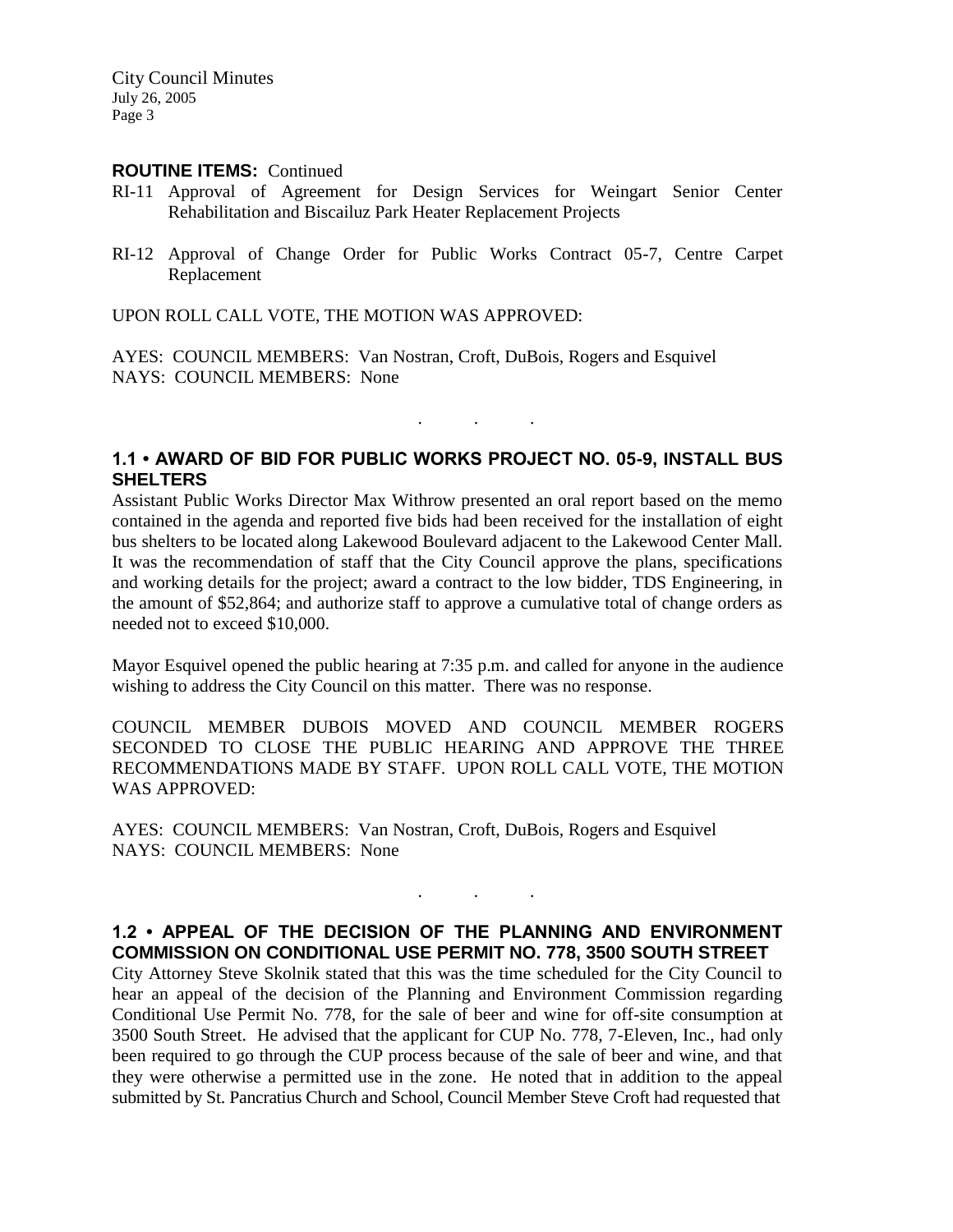**ROUTINE ITEMS:** Continued

RI-11 Approval of Agreement for Design Services for Weingart Senior Center Rehabilitation and Biscailuz Park Heater Replacement Projects

RI-12 Approval of Change Order for Public Works Contract 05-7, Centre Carpet Replacement

UPON ROLL CALL VOTE, THE MOTION WAS APPROVED:

AYES: COUNCIL MEMBERS: Van Nostran, Croft, DuBois, Rogers and Esquivel
NAYS: COUNCIL MEMBERS: None

. . .

## 1.1 • AWARD OF BID FOR PUBLIC WORKS PROJECT NO. 05-9, INSTALL BUS SHELTERS

Assistant Public Works Director Max Withrow presented an oral report based on the memo contained in the agenda and reported five bids had been received for the installation of eight bus shelters to be located along Lakewood Boulevard adjacent to the Lakewood Center Mall. It was the recommendation of staff that the City Council approve the plans, specifications and working details for the project; award a contract to the low bidder, TDS Engineering, in the amount of $52,864; and authorize staff to approve a cumulative total of change orders as needed not to exceed $10,000.

Mayor Esquivel opened the public hearing at 7:35 p.m. and called for anyone in the audience wishing to address the City Council on this matter. There was no response.

COUNCIL MEMBER DUBOIS MOVED AND COUNCIL MEMBER ROGERS SECONDED TO CLOSE THE PUBLIC HEARING AND APPROVE THE THREE RECOMMENDATIONS MADE BY STAFF. UPON ROLL CALL VOTE, THE MOTION WAS APPROVED:

AYES: COUNCIL MEMBERS: Van Nostran, Croft, DuBois, Rogers and Esquivel
NAYS: COUNCIL MEMBERS: None

. . .

## 1.2 • APPEAL OF THE DECISION OF THE PLANNING AND ENVIRONMENT COMMISSION ON CONDITIONAL USE PERMIT NO. 778, 3500 SOUTH STREET

City Attorney Steve Skolnik stated that this was the time scheduled for the City Council to hear an appeal of the decision of the Planning and Environment Commission regarding Conditional Use Permit No. 778, for the sale of beer and wine for off-site consumption at 3500 South Street. He advised that the applicant for CUP No. 778, 7-Eleven, Inc., had only been required to go through the CUP process because of the sale of beer and wine, and that they were otherwise a permitted use in the zone. He noted that in addition to the appeal submitted by St. Pancratius Church and School, Council Member Steve Croft had requested that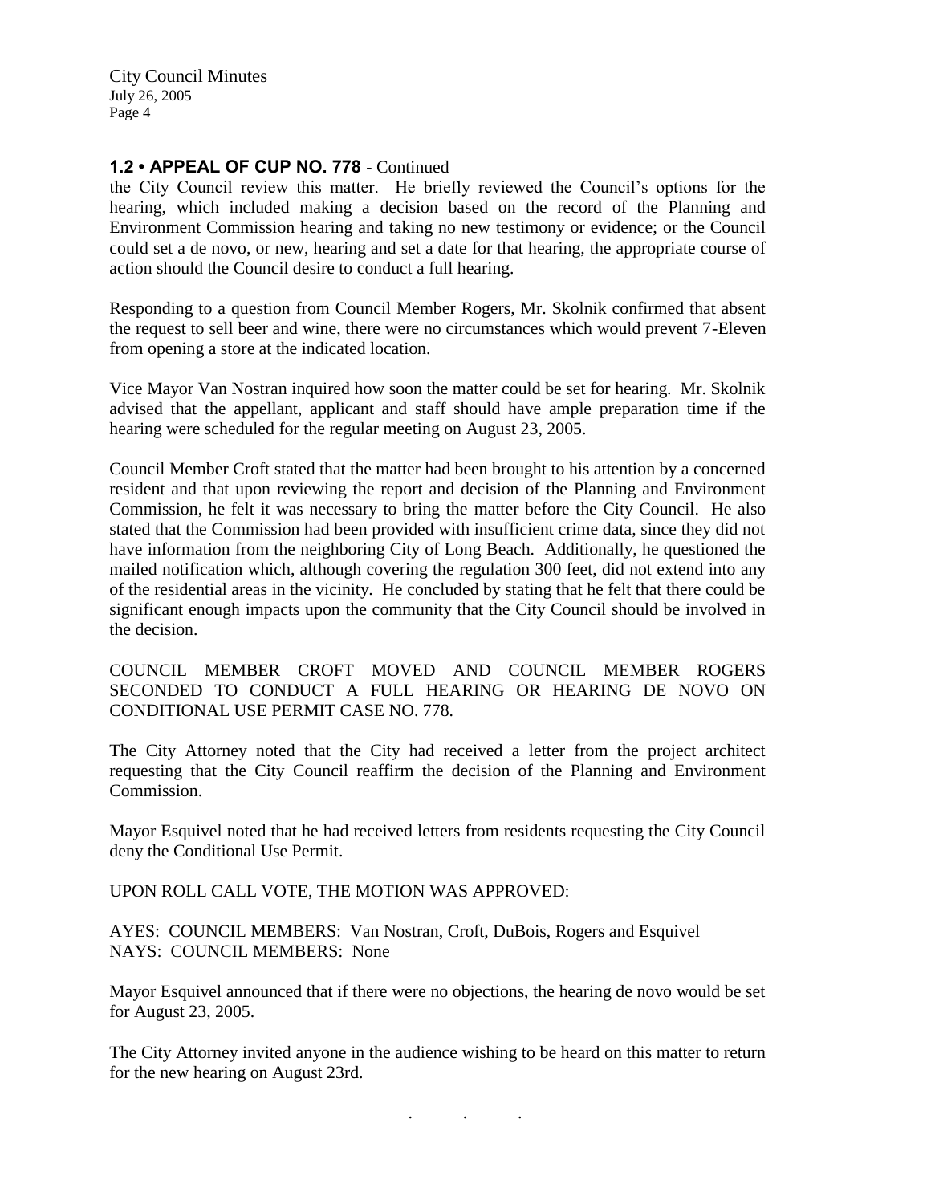**1.2 • APPEAL OF CUP NO. 778** - Continued

the City Council review this matter. He briefly reviewed the Council's options for the hearing, which included making a decision based on the record of the Planning and Environment Commission hearing and taking no new testimony or evidence; or the Council could set a de novo, or new, hearing and set a date for that hearing, the appropriate course of action should the Council desire to conduct a full hearing.

Responding to a question from Council Member Rogers, Mr. Skolnik confirmed that absent the request to sell beer and wine, there were no circumstances which would prevent 7-Eleven from opening a store at the indicated location.

Vice Mayor Van Nostran inquired how soon the matter could be set for hearing. Mr. Skolnik advised that the appellant, applicant and staff should have ample preparation time if the hearing were scheduled for the regular meeting on August 23, 2005.

Council Member Croft stated that the matter had been brought to his attention by a concerned resident and that upon reviewing the report and decision of the Planning and Environment Commission, he felt it was necessary to bring the matter before the City Council. He also stated that the Commission had been provided with insufficient crime data, since they did not have information from the neighboring City of Long Beach. Additionally, he questioned the mailed notification which, although covering the regulation 300 feet, did not extend into any of the residential areas in the vicinity. He concluded by stating that he felt that there could be significant enough impacts upon the community that the City Council should be involved in the decision.

COUNCIL MEMBER CROFT MOVED AND COUNCIL MEMBER ROGERS SECONDED TO CONDUCT A FULL HEARING OR HEARING DE NOVO ON CONDITIONAL USE PERMIT CASE NO. 778.

The City Attorney noted that the City had received a letter from the project architect requesting that the City Council reaffirm the decision of the Planning and Environment Commission.

Mayor Esquivel noted that he had received letters from residents requesting the City Council deny the Conditional Use Permit.

UPON ROLL CALL VOTE, THE MOTION WAS APPROVED:

AYES: COUNCIL MEMBERS: Van Nostran, Croft, DuBois, Rogers and Esquivel
NAYS: COUNCIL MEMBERS: None

Mayor Esquivel announced that if there were no objections, the hearing de novo would be set for August 23, 2005.

The City Attorney invited anyone in the audience wishing to be heard on this matter to return for the new hearing on August 23rd.

. . .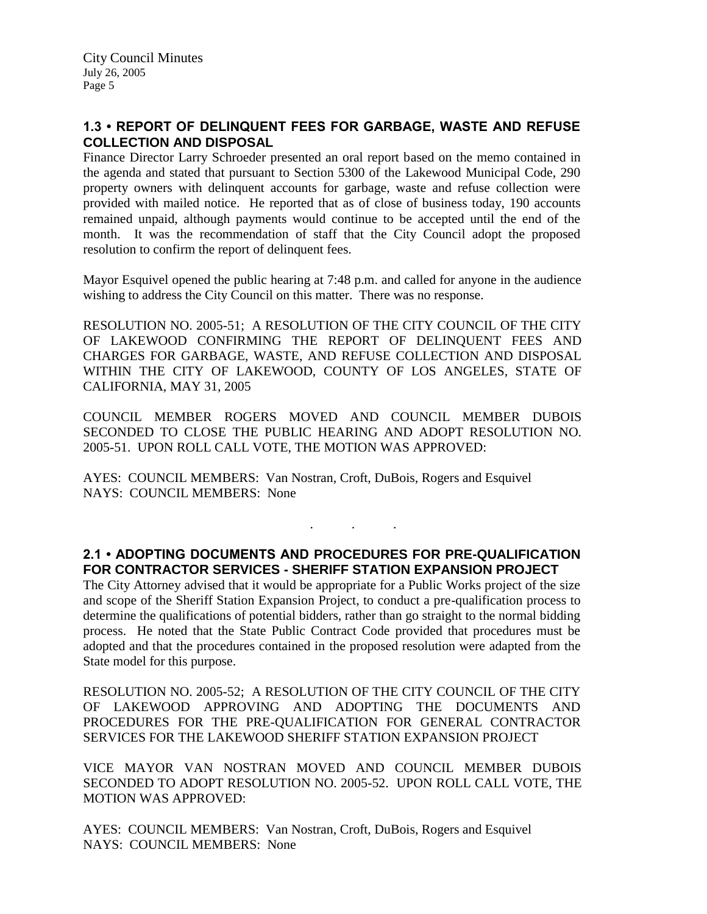### 1.3 • REPORT OF DELINQUENT FEES FOR GARBAGE, WASTE AND REFUSE COLLECTION AND DISPOSAL

Finance Director Larry Schroeder presented an oral report based on the memo contained in the agenda and stated that pursuant to Section 5300 of the Lakewood Municipal Code, 290 property owners with delinquent accounts for garbage, waste and refuse collection were provided with mailed notice. He reported that as of close of business today, 190 accounts remained unpaid, although payments would continue to be accepted until the end of the month. It was the recommendation of staff that the City Council adopt the proposed resolution to confirm the report of delinquent fees.

Mayor Esquivel opened the public hearing at 7:48 p.m. and called for anyone in the audience wishing to address the City Council on this matter. There was no response.

RESOLUTION NO. 2005-51; A RESOLUTION OF THE CITY COUNCIL OF THE CITY OF LAKEWOOD CONFIRMING THE REPORT OF DELINQUENT FEES AND CHARGES FOR GARBAGE, WASTE, AND REFUSE COLLECTION AND DISPOSAL WITHIN THE CITY OF LAKEWOOD, COUNTY OF LOS ANGELES, STATE OF CALIFORNIA, MAY 31, 2005

COUNCIL MEMBER ROGERS MOVED AND COUNCIL MEMBER DUBOIS SECONDED TO CLOSE THE PUBLIC HEARING AND ADOPT RESOLUTION NO. 2005-51. UPON ROLL CALL VOTE, THE MOTION WAS APPROVED:

AYES: COUNCIL MEMBERS: Van Nostran, Croft, DuBois, Rogers and Esquivel
NAYS: COUNCIL MEMBERS: None

. . .

### 2.1 • ADOPTING DOCUMENTS AND PROCEDURES FOR PRE-QUALIFICATION FOR CONTRACTOR SERVICES - SHERIFF STATION EXPANSION PROJECT

The City Attorney advised that it would be appropriate for a Public Works project of the size and scope of the Sheriff Station Expansion Project, to conduct a pre-qualification process to determine the qualifications of potential bidders, rather than go straight to the normal bidding process. He noted that the State Public Contract Code provided that procedures must be adopted and that the procedures contained in the proposed resolution were adapted from the State model for this purpose.

RESOLUTION NO. 2005-52; A RESOLUTION OF THE CITY COUNCIL OF THE CITY OF LAKEWOOD APPROVING AND ADOPTING THE DOCUMENTS AND PROCEDURES FOR THE PRE-QUALIFICATION FOR GENERAL CONTRACTOR SERVICES FOR THE LAKEWOOD SHERIFF STATION EXPANSION PROJECT

VICE MAYOR VAN NOSTRAN MOVED AND COUNCIL MEMBER DUBOIS SECONDED TO ADOPT RESOLUTION NO. 2005-52. UPON ROLL CALL VOTE, THE MOTION WAS APPROVED:

AYES: COUNCIL MEMBERS: Van Nostran, Croft, DuBois, Rogers and Esquivel
NAYS: COUNCIL MEMBERS: None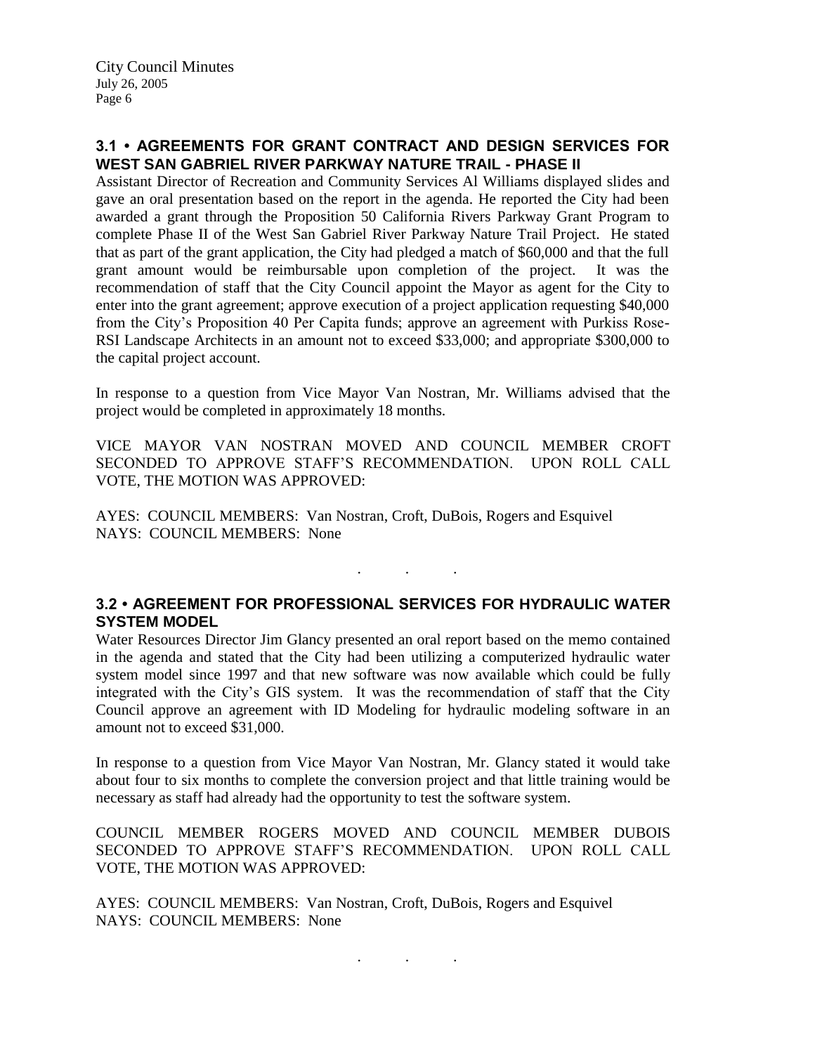## 3.1 • AGREEMENTS FOR GRANT CONTRACT AND DESIGN SERVICES FOR WEST SAN GABRIEL RIVER PARKWAY NATURE TRAIL - PHASE II

Assistant Director of Recreation and Community Services Al Williams displayed slides and gave an oral presentation based on the report in the agenda. He reported the City had been awarded a grant through the Proposition 50 California Rivers Parkway Grant Program to complete Phase II of the West San Gabriel River Parkway Nature Trail Project. He stated that as part of the grant application, the City had pledged a match of $60,000 and that the full grant amount would be reimbursable upon completion of the project. It was the recommendation of staff that the City Council appoint the Mayor as agent for the City to enter into the grant agreement; approve execution of a project application requesting $40,000 from the City's Proposition 40 Per Capita funds; approve an agreement with Purkiss Rose-RSI Landscape Architects in an amount not to exceed $33,000; and appropriate $300,000 to the capital project account.

In response to a question from Vice Mayor Van Nostran, Mr. Williams advised that the project would be completed in approximately 18 months.

VICE MAYOR VAN NOSTRAN MOVED AND COUNCIL MEMBER CROFT SECONDED TO APPROVE STAFF'S RECOMMENDATION. UPON ROLL CALL VOTE, THE MOTION WAS APPROVED:

AYES: COUNCIL MEMBERS: Van Nostran, Croft, DuBois, Rogers and Esquivel
NAYS: COUNCIL MEMBERS: None

. . .

## 3.2 • AGREEMENT FOR PROFESSIONAL SERVICES FOR HYDRAULIC WATER SYSTEM MODEL

Water Resources Director Jim Glancy presented an oral report based on the memo contained in the agenda and stated that the City had been utilizing a computerized hydraulic water system model since 1997 and that new software was now available which could be fully integrated with the City's GIS system. It was the recommendation of staff that the City Council approve an agreement with ID Modeling for hydraulic modeling software in an amount not to exceed $31,000.

In response to a question from Vice Mayor Van Nostran, Mr. Glancy stated it would take about four to six months to complete the conversion project and that little training would be necessary as staff had already had the opportunity to test the software system.

COUNCIL MEMBER ROGERS MOVED AND COUNCIL MEMBER DUBOIS SECONDED TO APPROVE STAFF'S RECOMMENDATION. UPON ROLL CALL VOTE, THE MOTION WAS APPROVED:

AYES: COUNCIL MEMBERS: Van Nostran, Croft, DuBois, Rogers and Esquivel
NAYS: COUNCIL MEMBERS: None

. . .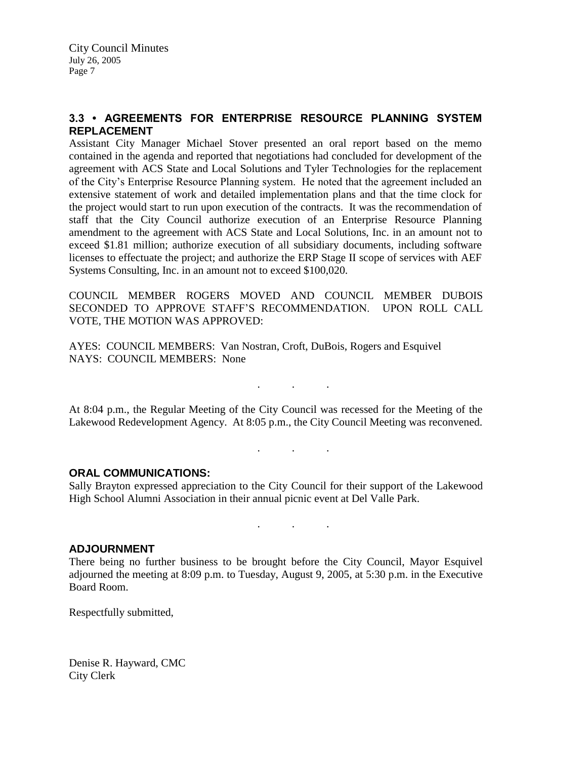### 3.3 • AGREEMENTS FOR ENTERPRISE RESOURCE PLANNING SYSTEM REPLACEMENT

Assistant City Manager Michael Stover presented an oral report based on the memo contained in the agenda and reported that negotiations had concluded for development of the agreement with ACS State and Local Solutions and Tyler Technologies for the replacement of the City's Enterprise Resource Planning system. He noted that the agreement included an extensive statement of work and detailed implementation plans and that the time clock for the project would start to run upon execution of the contracts. It was the recommendation of staff that the City Council authorize execution of an Enterprise Resource Planning amendment to the agreement with ACS State and Local Solutions, Inc. in an amount not to exceed $1.81 million; authorize execution of all subsidiary documents, including software licenses to effectuate the project; and authorize the ERP Stage II scope of services with AEF Systems Consulting, Inc. in an amount not to exceed $100,020.

COUNCIL MEMBER ROGERS MOVED AND COUNCIL MEMBER DUBOIS SECONDED TO APPROVE STAFF'S RECOMMENDATION. UPON ROLL CALL VOTE, THE MOTION WAS APPROVED:

AYES: COUNCIL MEMBERS: Van Nostran, Croft, DuBois, Rogers and Esquivel
NAYS: COUNCIL MEMBERS: None

. . .

At 8:04 p.m., the Regular Meeting of the City Council was recessed for the Meeting of the Lakewood Redevelopment Agency. At 8:05 p.m., the City Council Meeting was reconvened.

. . .

### ORAL COMMUNICATIONS:

Sally Brayton expressed appreciation to the City Council for their support of the Lakewood High School Alumni Association in their annual picnic event at Del Valle Park.

. . .

### ADJOURNMENT

There being no further business to be brought before the City Council, Mayor Esquivel adjourned the meeting at 8:09 p.m. to Tuesday, August 9, 2005, at 5:30 p.m. in the Executive Board Room.

Respectfully submitted,

Denise R. Hayward, CMC
City Clerk